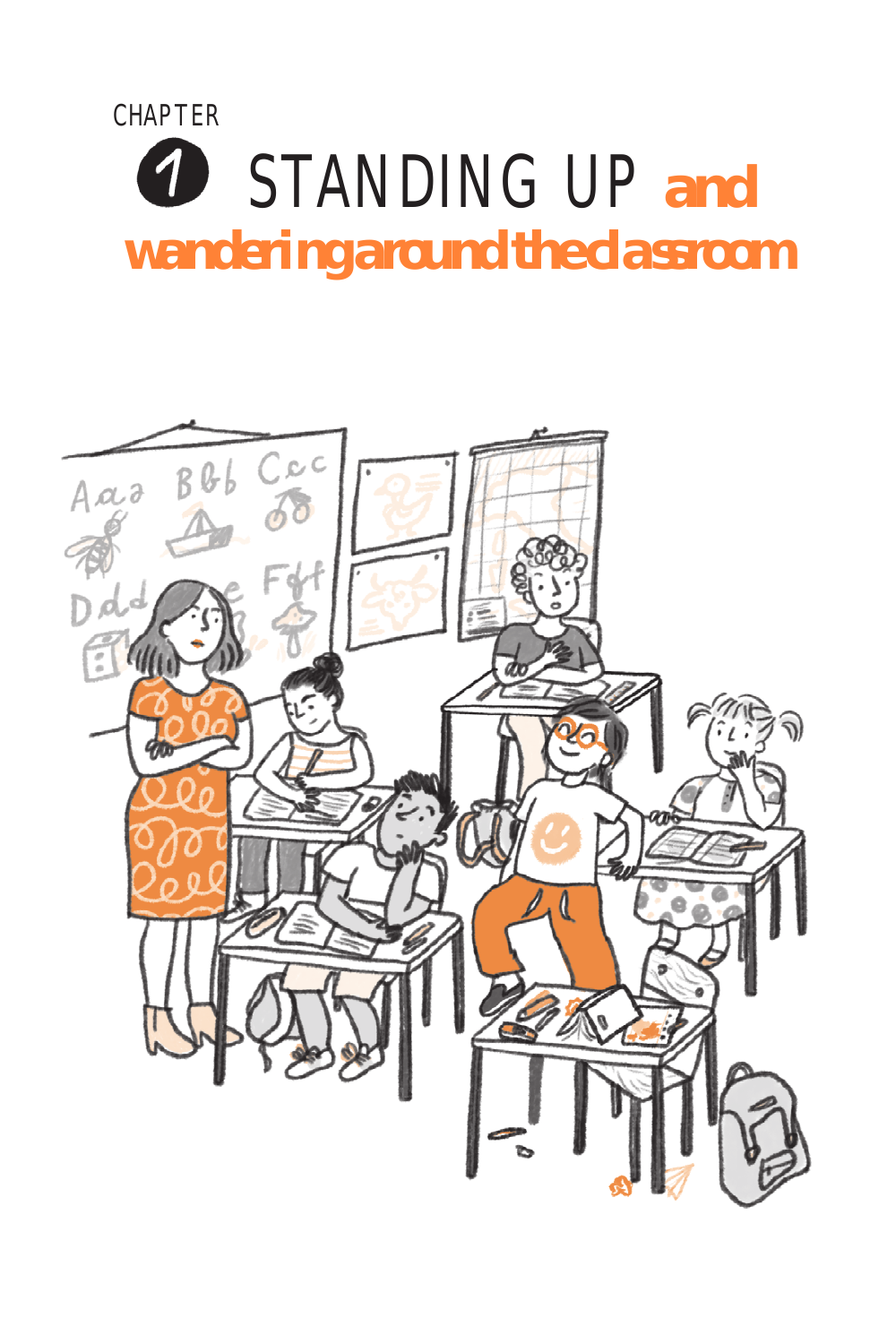CHAPTER

# 1 STANDING UP and wandering around the classroom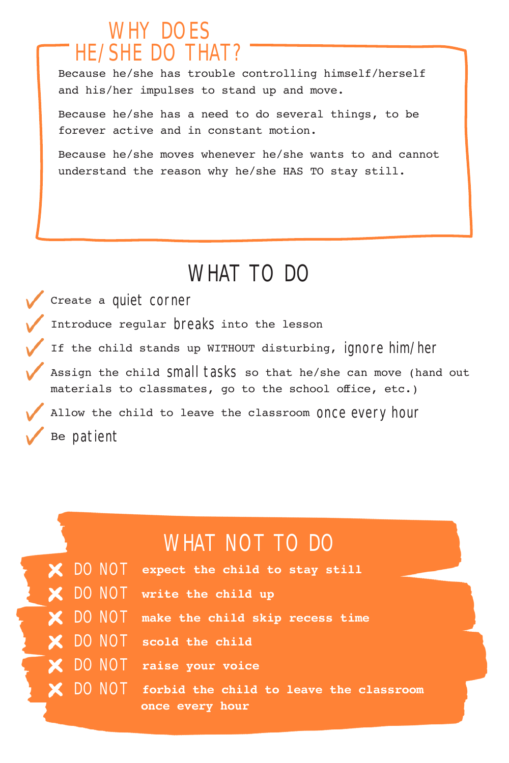## WHY DOES HE/SHE DO THAT?

Because he/she has trouble controlling himself/herself and his/her impulses to stand up and move.

Because he/she has a need to do several things, to be forever active and in constant motion.

Because he/she moves whenever he/she wants to and cannot understand the reason why he/she HAS TO stay still.

## WHAT TO DO

- ✓ Create a quiet corner
- ✓ Introduce regular breaks into the lesson
- ✓ If the child stands up WITHOUT disturbing, ignore him/her
- ✓ Assign the child small tasks so that he/she can move (hand out materials to classmates, go to the school office, etc.)
- ✓ Allow the child to leave the classroom once every hour
- ✓ Be patient

## WHAT NOT TO DO

- ✗ DO NOT **expect the child to stay still**
- ✗ DO NOT **write the child up**
- ✗ DO NOT **make the child skip recess time**
- ✗ DO NOT **scold the child**
- ✗ DO NOT **raise your voice**
- ✗ DO NOT **forbid the child to leave the classroom once every hour**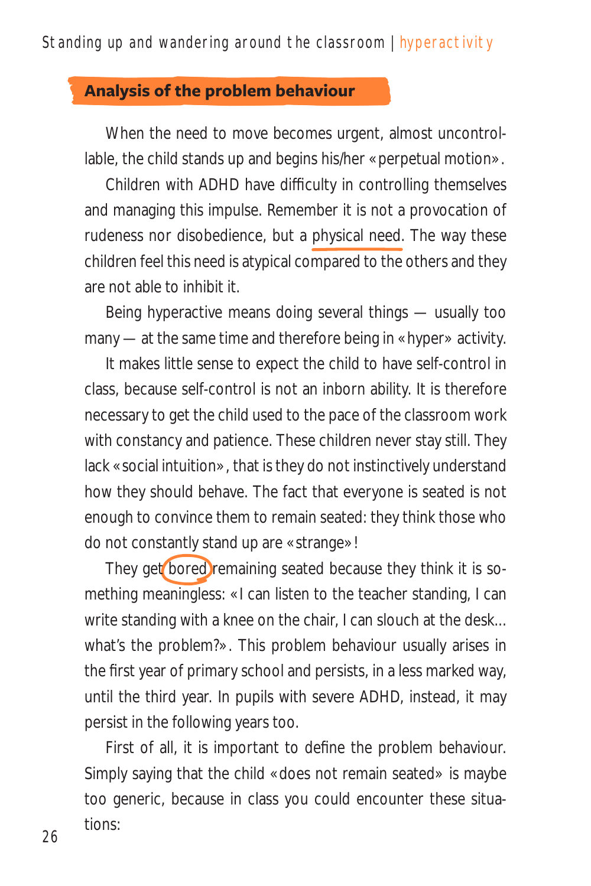## Analysis of the problem behaviour

When the need to move becomes urgent, almost uncontrollable, the child stands up and begins his/her «perpetual motion».

Children with ADHD have difficulty in controlling themselves and managing this impulse. Remember it is not a provocation of rudeness nor disobedience, but a physical need. The way these children feel this need is atypical compared to the others and they are not able to inhibit it.

Being hyperactive means doing several things — usually too many — at the same time and therefore being in «hyper» activity.

It makes little sense to expect the child to have self-control in class, because self-control is not an inborn ability. It is therefore necessary to get the child used to the pace of the classroom work with constancy and patience. These children never stay still. They lack «social intuition», that is they do not instinctively understand how they should behave. The fact that everyone is seated is not enough to convince them to remain seated: they think those who do not constantly stand up are «strange»!

They get bored remaining seated because they think it is something meaningless: «I can listen to the teacher standing, I can write standing with a knee on the chair, I can slouch at the desk... what's the problem?». This problem behaviour usually arises in the first year of primary school and persists, in a less marked way, until the third year. In pupils with severe ADHD, instead, it may persist in the following years too.

First of all, it is important to define the problem behaviour. Simply saying that the child «does not remain seated» is maybe too generic, because in class you could encounter these situations: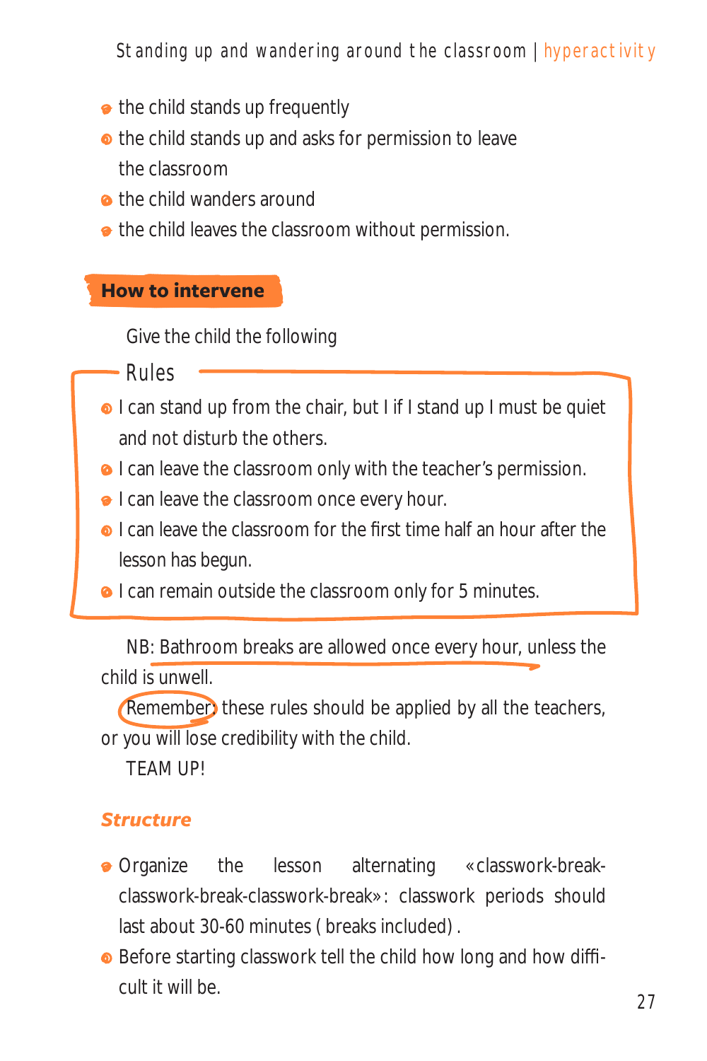- the child stands up frequently
- the child stands up and asks for permission to leave the classroom
- the child wanders around
- the child leaves the classroom without permission.

## How to intervene

Give the child the following

### Rules

- I can stand up from the chair, but I if I stand up I must be quiet and not disturb the others.
- I can leave the classroom only with the teacher's permission.
- I can leave the classroom once every hour.
- I can leave the classroom for the first time half an hour after the lesson has begun.
- I can remain outside the classroom only for 5 minutes.

NB: Bathroom breaks are allowed once every hour, unless the child is unwell.

Remember: these rules should be applied by all the teachers, or you will lose credibility with the child.

TEAM UP!

### *Structure*

- Organize the lesson alternating «classwork-break-classwork-break-classwork-break»: classwork periods should last about 30-60 minutes (breaks included).
- Before starting classwork tell the child how long and how difficult it will be.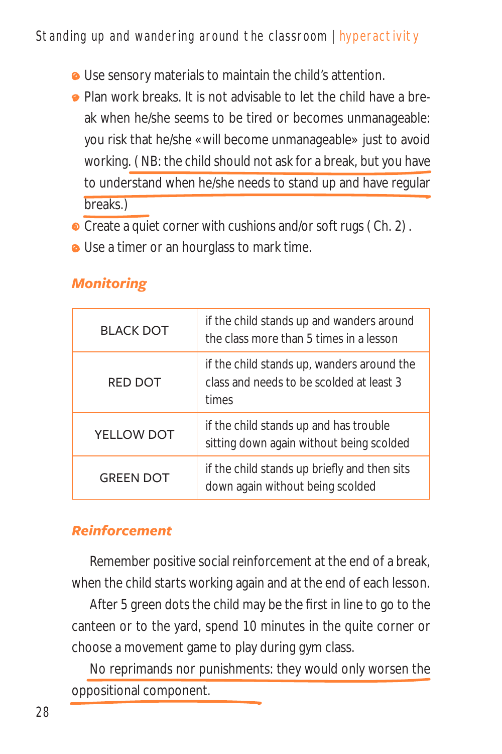- Use sensory materials to maintain the child's attention.
- Plan work breaks. It is not advisable to let the child have a break when he/she seems to be tired or becomes unmanageable: you risk that he/she «will become unmanageable» just to avoid working. ( NB: the child should not ask for a break, but you have to understand when he/she needs to stand up and have regular breaks.)
- Create a quiet corner with cushions and/or soft rugs ( Ch. 2) .
- Use a timer or an hourglass to mark time.

### *Monitoring*

| | |
|---|---|
| BLACK DOT | if the child stands up and wanders around the class more than 5 times in a lesson |
| RED DOT | if the child stands up, wanders around the class and needs to be scolded at least 3 times |
| YELLOW DOT | if the child stands up and has trouble sitting down again without being scolded |
| GREEN DOT | if the child stands up briefly and then sits down again without being scolded |

### *Reinforcement*

Remember positive social reinforcement at the end of a break, when the child starts working again and at the end of each lesson.

After 5 green dots the child may be the first in line to go to the canteen or to the yard, spend 10 minutes in the quite corner or choose a movement game to play during gym class.

No reprimands nor punishments: they would only worsen the oppositional component.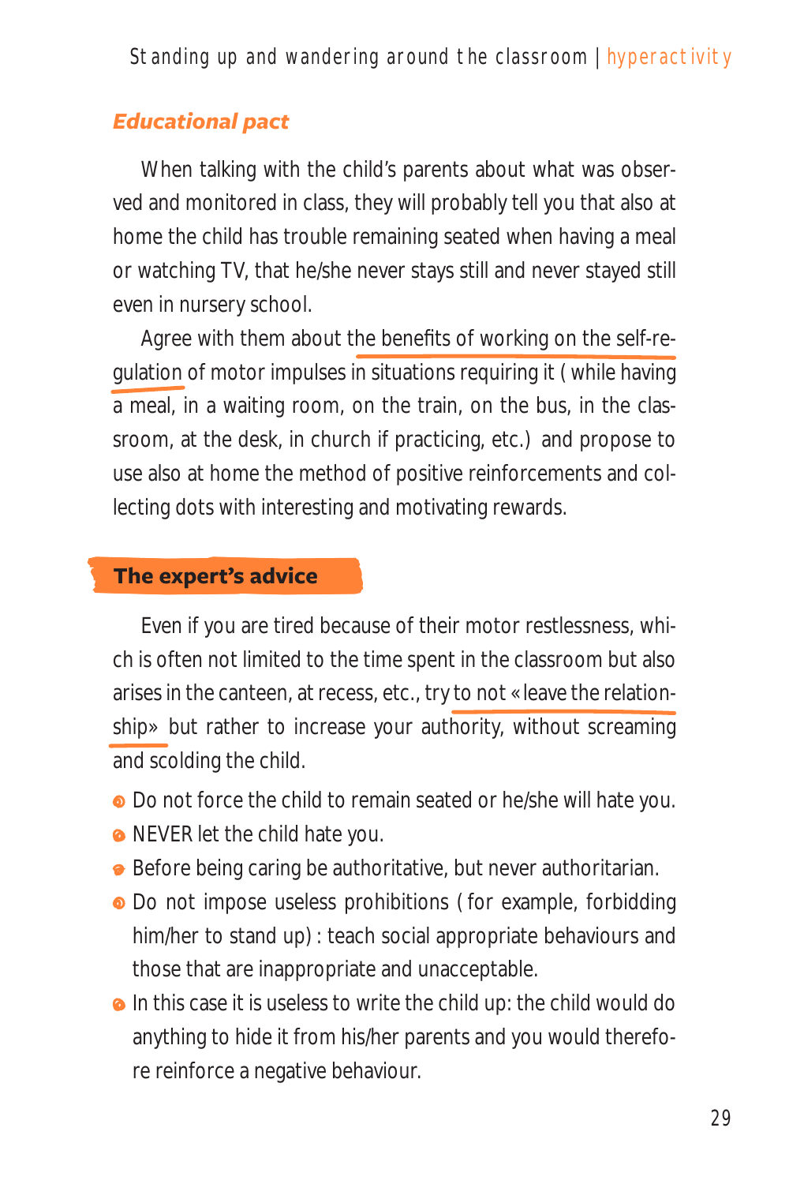## *Educational pact*

When talking with the child's parents about what was observed and monitored in class, they will probably tell you that also at home the child has trouble remaining seated when having a meal or watching TV, that he/she never stays still and never stayed still even in nursery school.

Agree with them about the benefits of working on the self-regulation of motor impulses in situations requiring it (while having a meal, in a waiting room, on the train, on the bus, in the classroom, at the desk, in church if practicing, etc.) and propose to use also at home the method of positive reinforcements and collecting dots with interesting and motivating rewards.

## The expert's advice

Even if you are tired because of their motor restlessness, which is often not limited to the time spent in the classroom but also arises in the canteen, at recess, etc., try to not «leave the relationship» but rather to increase your authority, without screaming and scolding the child.

- Do not force the child to remain seated or he/she will hate you.
- NEVER let the child hate you.
- Before being caring be authoritative, but never authoritarian.
- Do not impose useless prohibitions (for example, forbidding him/her to stand up): teach social appropriate behaviours and those that are inappropriate and unacceptable.
- In this case it is useless to write the child up: the child would do anything to hide it from his/her parents and you would therefore reinforce a negative behaviour.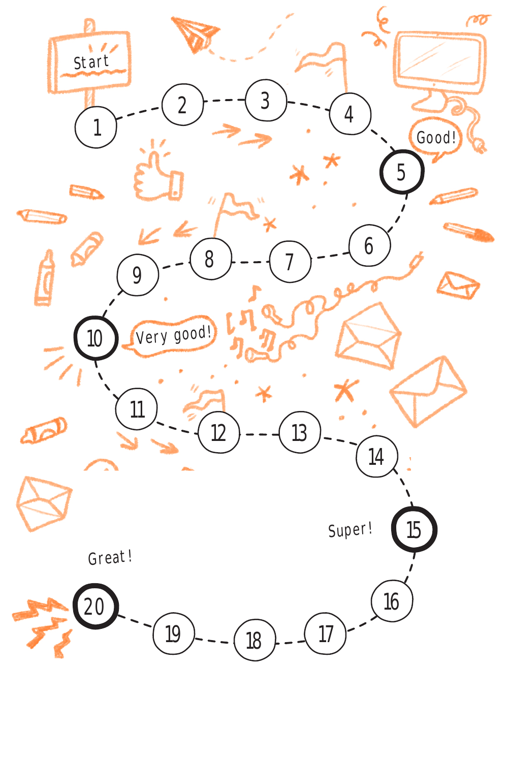Start

1

2

3

4

Good!

5

6

7

8

9

10

Very good!

11

12

13

14

Super!

15

16

17

18

19

Great!

20